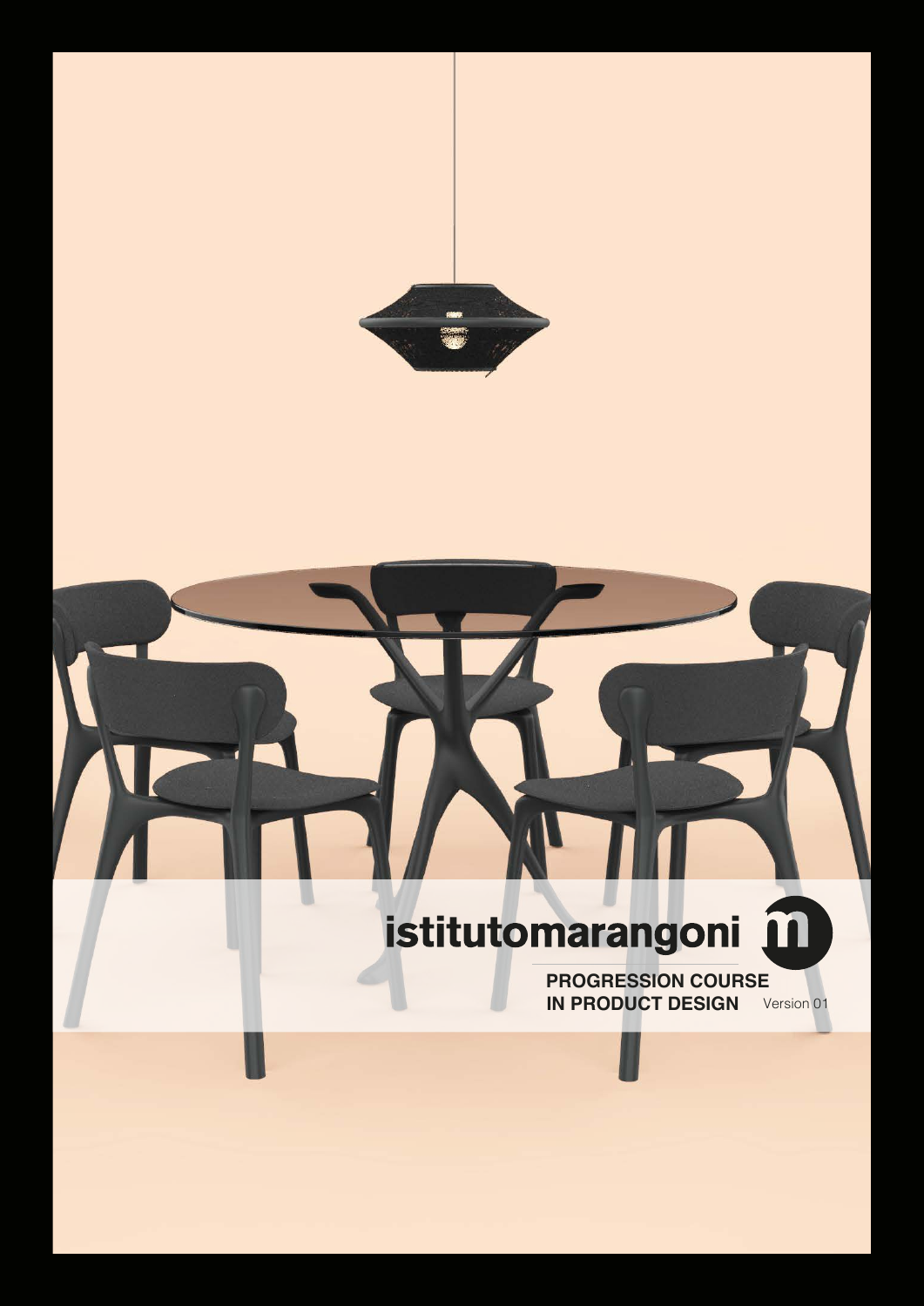istitutomarangoni

**PROGRESSION COURSE IN PRODUCT DESIGN**

Version 01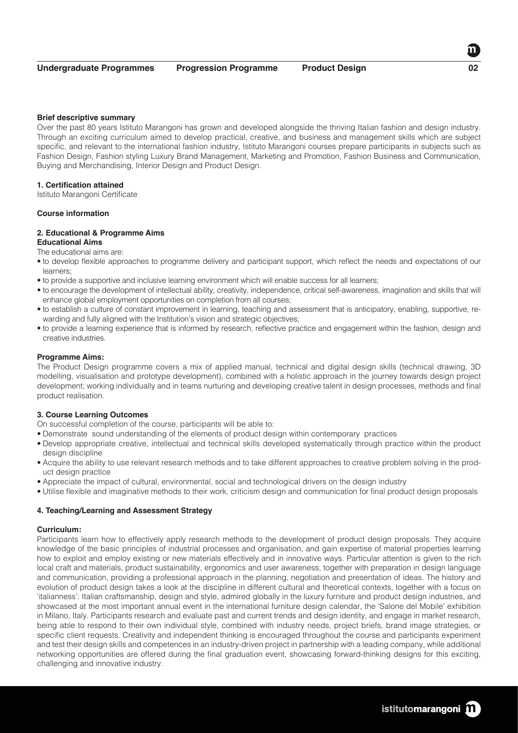**Brief descriptive summary**

Over the past 80 years Istituto Marangoni has grown and developed alongside the thriving Italian fashion and design industry. Through an exciting curriculum aimed to develop practical, creative, and business and management skills which are subject specific, and relevant to the international fashion industry, Istituto Marangoni courses prepare participants in subjects such as Fashion Design, Fashion styling Luxury Brand Management, Marketing and Promotion, Fashion Business and Communication, Buying and Merchandising, Interior Design and Product Design.

**1. Certification attained**

Istituto Marangoni Certificate

**Course information**

**2. Educational & Programme Aims**

**Educational Aims**

The educational aims are:

- to develop flexible approaches to programme delivery and participant support, which reflect the needs and expectations of our learners;
- to provide a supportive and inclusive learning environment which will enable success for all learners;
- to encourage the development of intellectual ability, creativity, independence, critical self-awareness, imagination and skills that will enhance global employment opportunities on completion from all courses;
- to establish a culture of constant improvement in learning, teaching and assessment that is anticipatory, enabling, supportive, rewarding and fully aligned with the Institution's vision and strategic objectives;
- to provide a learning experience that is informed by research, reflective practice and engagement within the fashion, design and creative industries.

**Programme Aims:**

The Product Design programme covers a mix of applied manual, technical and digital design skills (technical drawing, 3D modelling, visualisation and prototype development), combined with a holistic approach in the journey towards design project development; working individually and in teams nurturing and developing creative talent in design processes, methods and final product realisation.

**3. Course Learning Outcomes**

On successful completion of the course, participants will be able to:

- Demonstrate sound understanding of the elements of product design within contemporary practices
- Develop appropriate creative, intellectual and technical skills developed systematically through practice within the product design discipline
- Acquire the ability to use relevant research methods and to take different approaches to creative problem solving in the product design practice
- Appreciate the impact of cultural, environmental, social and technological drivers on the design industry
- Utilise flexible and imaginative methods to their work, criticism design and communication for final product design proposals

**4. Teaching/Learning and Assessment Strategy**

**Curriculum:**

Participants learn how to effectively apply research methods to the development of product design proposals. They acquire knowledge of the basic principles of industrial processes and organisation, and gain expertise of material properties learning how to exploit and employ existing or new materials effectively and in innovative ways. Particular attention is given to the rich local craft and materials, product sustainability, ergonomics and user awareness, together with preparation in design language and communication, providing a professional approach in the planning, negotiation and presentation of ideas. The history and evolution of product design takes a look at the discipline in different cultural and theoretical contexts, together with a focus on 'italianness': Italian craftsmanship, design and style, admired globally in the luxury furniture and product design industries, and showcased at the most important annual event in the international furniture design calendar, the 'Salone del Mobile' exhibition in Milano, Italy. Participants research and evaluate past and current trends and design identity, and engage in market research, being able to respond to their own individual style, combined with industry needs, project briefs, brand image strategies, or specific client requests. Creativity and independent thinking is encouraged throughout the course and participants experiment and test their design skills and competences in an industry-driven project in partnership with a leading company, while additional networking opportunities are offered during the final graduation event, showcasing forward-thinking designs for this exciting, challenging and innovative industry.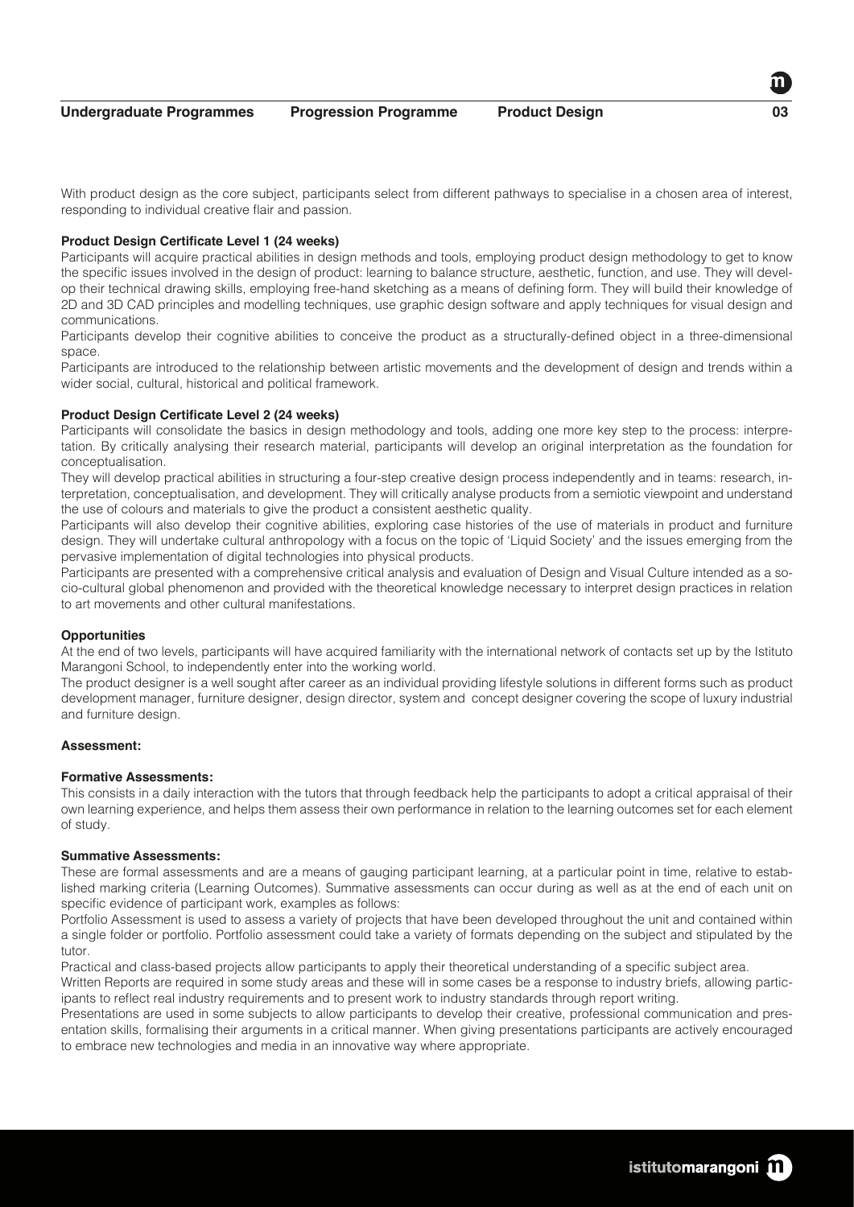With product design as the core subject, participants select from different pathways to specialise in a chosen area of interest, responding to individual creative flair and passion.

**Product Design Certificate Level 1 (24 weeks)**

Participants will acquire practical abilities in design methods and tools, employing product design methodology to get to know the specific issues involved in the design of product: learning to balance structure, aesthetic, function, and use. They will develop their technical drawing skills, employing free-hand sketching as a means of defining form. They will build their knowledge of 2D and 3D CAD principles and modelling techniques, use graphic design software and apply techniques for visual design and communications.

Participants develop their cognitive abilities to conceive the product as a structurally-defined object in a three-dimensional space.

Participants are introduced to the relationship between artistic movements and the development of design and trends within a wider social, cultural, historical and political framework.

**Product Design Certificate Level 2 (24 weeks)**

Participants will consolidate the basics in design methodology and tools, adding one more key step to the process: interpretation. By critically analysing their research material, participants will develop an original interpretation as the foundation for conceptualisation.

They will develop practical abilities in structuring a four-step creative design process independently and in teams: research, interpretation, conceptualisation, and development. They will critically analyse products from a semiotic viewpoint and understand the use of colours and materials to give the product a consistent aesthetic quality.

Participants will also develop their cognitive abilities, exploring case histories of the use of materials in product and furniture design. They will undertake cultural anthropology with a focus on the topic of 'Liquid Society' and the issues emerging from the pervasive implementation of digital technologies into physical products.

Participants are presented with a comprehensive critical analysis and evaluation of Design and Visual Culture intended as a socio-cultural global phenomenon and provided with the theoretical knowledge necessary to interpret design practices in relation to art movements and other cultural manifestations.

**Opportunities**

At the end of two levels, participants will have acquired familiarity with the international network of contacts set up by the Istituto Marangoni School, to independently enter into the working world.

The product designer is a well sought after career as an individual providing lifestyle solutions in different forms such as product development manager, furniture designer, design director, system and concept designer covering the scope of luxury industrial and furniture design.

**Assessment:**

**Formative Assessments:**

This consists in a daily interaction with the tutors that through feedback help the participants to adopt a critical appraisal of their own learning experience, and helps them assess their own performance in relation to the learning outcomes set for each element of study.

**Summative Assessments:**

These are formal assessments and are a means of gauging participant learning, at a particular point in time, relative to established marking criteria (Learning Outcomes). Summative assessments can occur during as well as at the end of each unit on specific evidence of participant work, examples as follows:

Portfolio Assessment is used to assess a variety of projects that have been developed throughout the unit and contained within a single folder or portfolio. Portfolio assessment could take a variety of formats depending on the subject and stipulated by the tutor.

Practical and class-based projects allow participants to apply their theoretical understanding of a specific subject area.

Written Reports are required in some study areas and these will in some cases be a response to industry briefs, allowing participants to reflect real industry requirements and to present work to industry standards through report writing.

Presentations are used in some subjects to allow participants to develop their creative, professional communication and presentation skills, formalising their arguments in a critical manner. When giving presentations participants are actively encouraged to embrace new technologies and media in an innovative way where appropriate.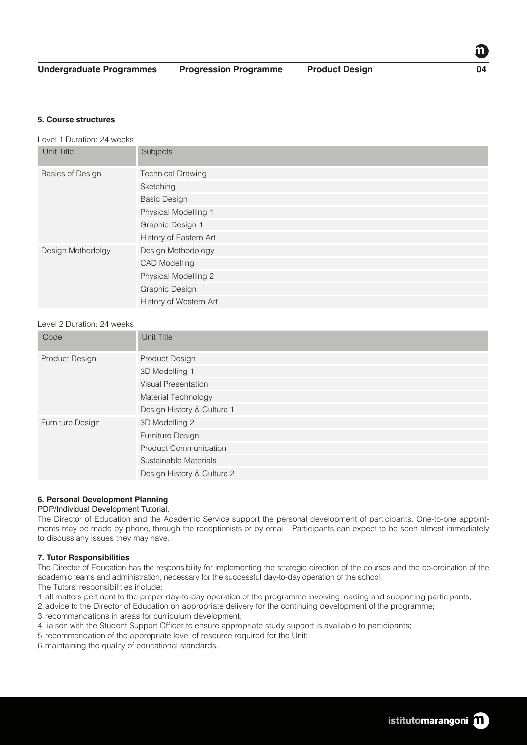### 5. Course structures

Level 1 Duration: 24 weeks

| Unit Title | Subjects |
| --- | --- |
| Basics of Design | Technical Drawing |
| | Sketching |
| | Basic Design |
| | Physical Modelling 1 |
| | Graphic Design 1 |
| | History of Eastern Art |
| Design Methodolgy | Design Methodology |
| | CAD Modelling |
| | Physical Modelling 2 |
| | Graphic Design |
| | History of Western Art |

Level 2 Duration: 24 weeks

| Code | Unit Title |
| --- | --- |
| Product Design | Product Design |
| | 3D Modelling 1 |
| | Visual Presentation |
| | Material Technology |
| | Design History & Culture 1 |
| Furniture Design | 3D Modelling 2 |
| | Furniture Design |
| | Product Communication |
| | Sustainable Materials |
| | Design History & Culture 2 |

### 6. Personal Development Planning

PDP/Individual Development Tutorial.

The Director of Education and the Academic Service support the personal development of participants. One-to-one appointments may be made by phone, through the receptionists or by email. Participants can expect to be seen almost immediately to discuss any issues they may have.

### 7. Tutor Responsibilities

The Director of Education has the responsibility for implementing the strategic direction of the courses and the co-ordination of the academic teams and administration, necessary for the successful day-to-day operation of the school.

The Tutors' responsibilities include:

1. all matters pertinent to the proper day-to-day operation of the programme involving leading and supporting participants;
2. advice to the Director of Education on appropriate delivery for the continuing development of the programme;
3. recommendations in areas for curriculum development;
4. liaison with the Student Support Officer to ensure appropriate study support is available to participants;
5. recommendation of the appropriate level of resource required for the Unit;
6. maintaining the quality of educational standards.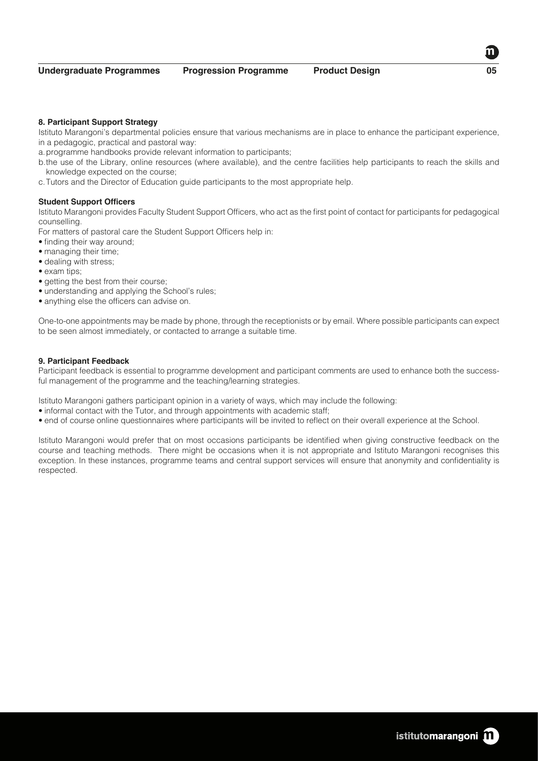**8. Participant Support Strategy**

Istituto Marangoni's departmental policies ensure that various mechanisms are in place to enhance the participant experience, in a pedagogic, practical and pastoral way:

a. programme handbooks provide relevant information to participants;

b. the use of the Library, online resources (where available), and the centre facilities help participants to reach the skills and knowledge expected on the course;

c. Tutors and the Director of Education guide participants to the most appropriate help.

**Student Support Officers**

Istituto Marangoni provides Faculty Student Support Officers, who act as the first point of contact for participants for pedagogical counselling.

For matters of pastoral care the Student Support Officers help in:

- finding their way around;
- managing their time;
- dealing with stress;
- exam tips;
- getting the best from their course;
- understanding and applying the School's rules;
- anything else the officers can advise on.

One-to-one appointments may be made by phone, through the receptionists or by email. Where possible participants can expect to be seen almost immediately, or contacted to arrange a suitable time.

**9. Participant Feedback**

Participant feedback is essential to programme development and participant comments are used to enhance both the successful management of the programme and the teaching/learning strategies.

Istituto Marangoni gathers participant opinion in a variety of ways, which may include the following:

- informal contact with the Tutor, and through appointments with academic staff;
- end of course online questionnaires where participants will be invited to reflect on their overall experience at the School.

Istituto Marangoni would prefer that on most occasions participants be identified when giving constructive feedback on the course and teaching methods. There might be occasions when it is not appropriate and Istituto Marangoni recognises this exception. In these instances, programme teams and central support services will ensure that anonymity and confidentiality is respected.